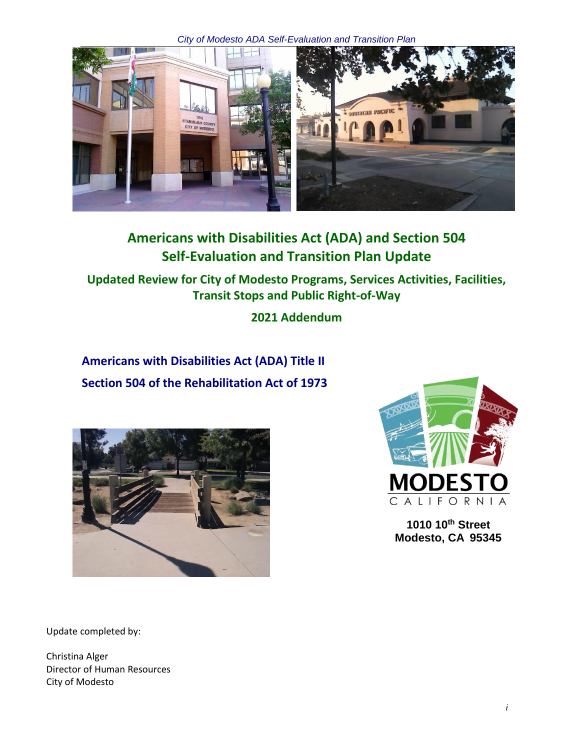# Americans with Disabilities Act (ADA) and Section 504 Self-Evaluation and Transition Plan Update

## Updated Review for City of Modesto Programs, Services Activities, Facilities, Transit Stops and Public Right-of-Way

## 2021 Addendum

**Americans with Disabilities Act (ADA) Title II**

**Section 504 of the Rehabilitation Act of 1973**

**1010 10th Street**
**Modesto, CA 95345**

Update completed by:

Christina Alger
Director of Human Resources
City of Modesto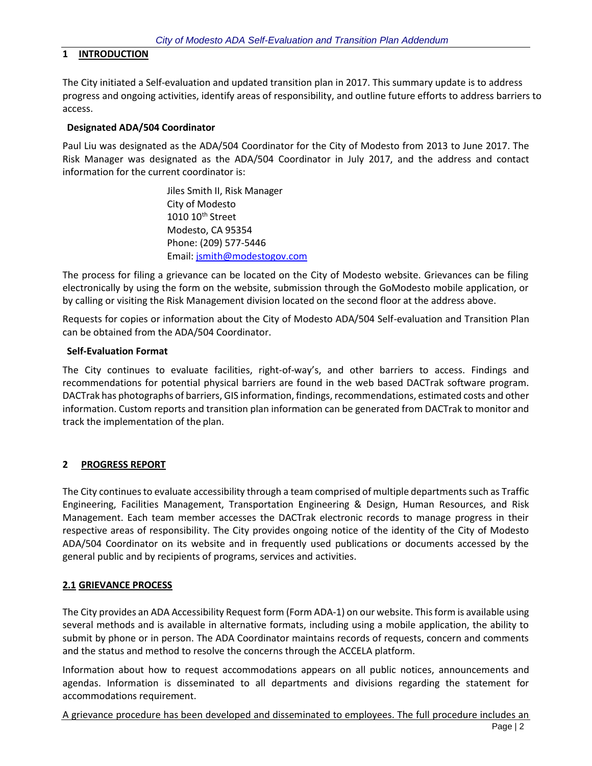# 1 INTRODUCTION

The City initiated a Self-evaluation and updated transition plan in 2017. This summary update is to address progress and ongoing activities, identify areas of responsibility, and outline future efforts to address barriers to access.

### Designated ADA/504 Coordinator

Paul Liu was designated as the ADA/504 Coordinator for the City of Modesto from 2013 to June 2017. The Risk Manager was designated as the ADA/504 Coordinator in July 2017, and the address and contact information for the current coordinator is:

Jiles Smith II, Risk Manager
City of Modesto
1010 10th Street
Modesto, CA 95354
Phone: (209) 577-5446
Email: jsmith@modestogov.com

The process for filing a grievance can be located on the City of Modesto website. Grievances can be filing electronically by using the form on the website, submission through the GoModesto mobile application, or by calling or visiting the Risk Management division located on the second floor at the address above.

Requests for copies or information about the City of Modesto ADA/504 Self-evaluation and Transition Plan can be obtained from the ADA/504 Coordinator.

### Self-Evaluation Format

The City continues to evaluate facilities, right-of-way's, and other barriers to access. Findings and recommendations for potential physical barriers are found in the web based DACTrak software program. DACTrak has photographs of barriers, GIS information, findings, recommendations, estimated costs and other information. Custom reports and transition plan information can be generated from DACTrak to monitor and track the implementation of the plan.

# 2 PROGRESS REPORT

The City continues to evaluate accessibility through a team comprised of multiple departments such as Traffic Engineering, Facilities Management, Transportation Engineering & Design, Human Resources, and Risk Management. Each team member accesses the DACTrak electronic records to manage progress in their respective areas of responsibility. The City provides ongoing notice of the identity of the City of Modesto ADA/504 Coordinator on its website and in frequently used publications or documents accessed by the general public and by recipients of programs, services and activities.

## 2.1 GRIEVANCE PROCESS

The City provides an ADA Accessibility Request form (Form ADA-1) on our website. This form is available using several methods and is available in alternative formats, including using a mobile application, the ability to submit by phone or in person. The ADA Coordinator maintains records of requests, concern and comments and the status and method to resolve the concerns through the ACCELA platform.

Information about how to request accommodations appears on all public notices, announcements and agendas. Information is disseminated to all departments and divisions regarding the statement for accommodations requirement.

A grievance procedure has been developed and disseminated to employees. The full procedure includes an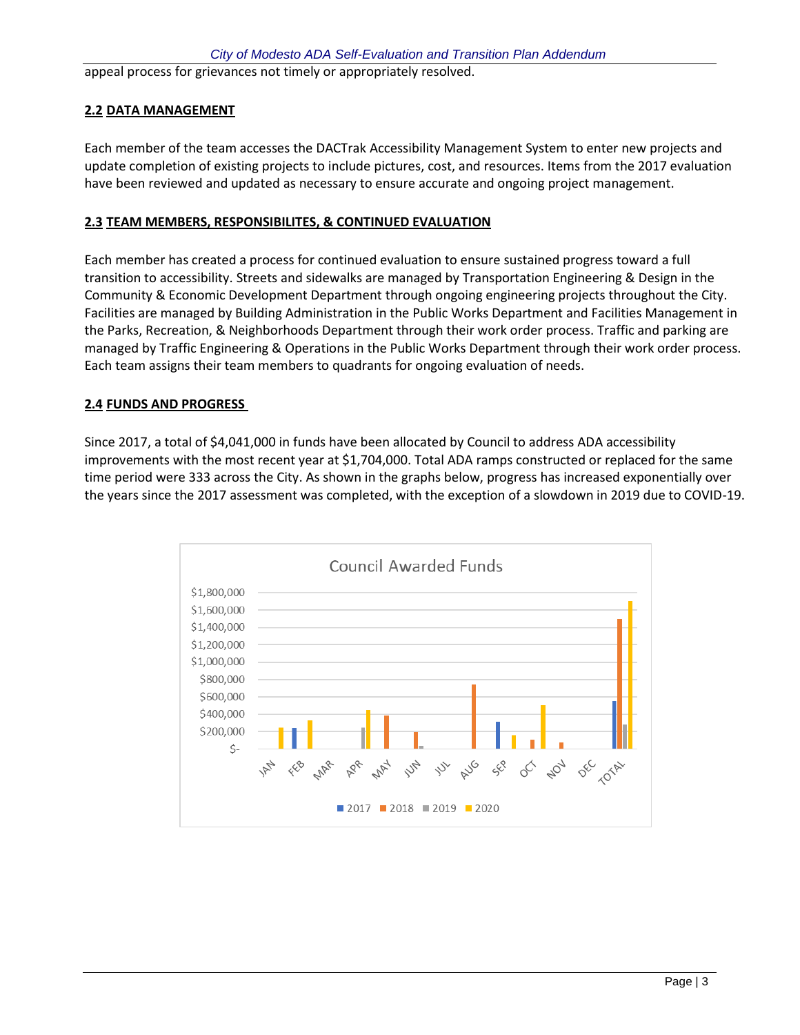appeal process for grievances not timely or appropriately resolved.

## 2.2 DATA MANAGEMENT

Each member of the team accesses the DACTrak Accessibility Management System to enter new projects and update completion of existing projects to include pictures, cost, and resources. Items from the 2017 evaluation have been reviewed and updated as necessary to ensure accurate and ongoing project management.

## 2.3 TEAM MEMBERS, RESPONSIBILITES, & CONTINUED EVALUATION

Each member has created a process for continued evaluation to ensure sustained progress toward a full transition to accessibility. Streets and sidewalks are managed by Transportation Engineering & Design in the Community & Economic Development Department through ongoing engineering projects throughout the City. Facilities are managed by Building Administration in the Public Works Department and Facilities Management in the Parks, Recreation, & Neighborhoods Department through their work order process. Traffic and parking are managed by Traffic Engineering & Operations in the Public Works Department through their work order process. Each team assigns their team members to quadrants for ongoing evaluation of needs.

## 2.4 FUNDS AND PROGRESS

Since 2017, a total of $4,041,000 in funds have been allocated by Council to address ADA accessibility improvements with the most recent year at $1,704,000. Total ADA ramps constructed or replaced for the same time period were 333 across the City. As shown in the graphs below, progress has increased exponentially over the years since the 2017 assessment was completed, with the exception of a slowdown in 2019 due to COVID-19.

Council Awarded Funds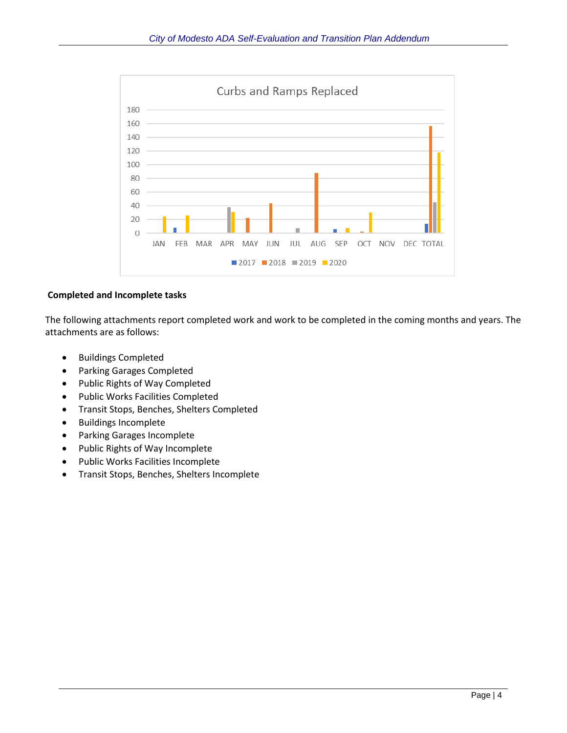Curbs and Ramps Replaced

180
160
140
120
100
80
60
40
20
0

JAN FEB MAR APR MAY JUN JUL AUG SEP OCT NOV DEC TOTAL

2017 2018 2019 2020

**Completed and Incomplete tasks**

The following attachments report completed work and work to be completed in the coming months and years. The attachments are as follows:

- Buildings Completed
- Parking Garages Completed
- Public Rights of Way Completed
- Public Works Facilities Completed
- Transit Stops, Benches, Shelters Completed
- Buildings Incomplete
- Parking Garages Incomplete
- Public Rights of Way Incomplete
- Public Works Facilities Incomplete
- Transit Stops, Benches, Shelters Incomplete